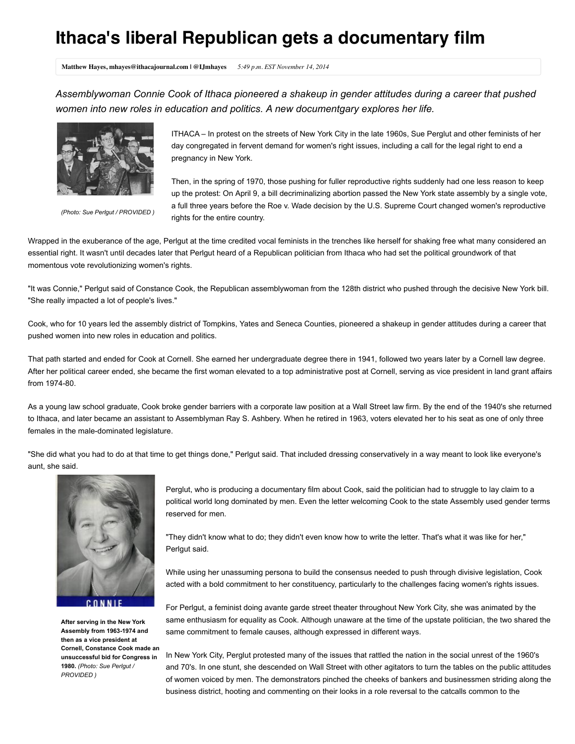# Ithaca's liberal Republican gets a documentary film

**Matthew Hayes, mhayes@ithacajournal.com | @IJmhayes** *5:49 p.m. EST November 14, 2014*

*Assemblywoman Connie Cook of Ithaca pioneered a shakeup in gender attitudes during a career that pushed women into new roles in education and politics. A new documentgary explores her life.*

*(Photo: Sue Perlgut / PROVIDED )*

ITHACA – In protest on the streets of New York City in the late 1960s, Sue Perlgut and other feminists of her day congregated in fervent demand for women's right issues, including a call for the legal right to end a pregnancy in New York.

Then, in the spring of 1970, those pushing for fuller reproductive rights suddenly had one less reason to keep up the protest: On April 9, a bill decriminalizing abortion passed the New York state assembly by a single vote, a full three years before the Roe v. Wade decision by the U.S. Supreme Court changed women's reproductive rights for the entire country.

Wrapped in the exuberance of the age, Perlgut at the time credited vocal feminists in the trenches like herself for shaking free what many considered an essential right. It wasn't until decades later that Perlgut heard of a Republican politician from Ithaca who had set the political groundwork of that momentous vote revolutionizing women's rights.

"It was Connie," Perlgut said of Constance Cook, the Republican assemblywoman from the 128th district who pushed through the decisive New York bill. "She really impacted a lot of people's lives."

Cook, who for 10 years led the assembly district of Tompkins, Yates and Seneca Counties, pioneered a shakeup in gender attitudes during a career that pushed women into new roles in education and politics.

That path started and ended for Cook at Cornell. She earned her undergraduate degree there in 1941, followed two years later by a Cornell law degree. After her political career ended, she became the first woman elevated to a top administrative post at Cornell, serving as vice president in land grant affairs from 1974-80.

As a young law school graduate, Cook broke gender barriers with a corporate law position at a Wall Street law firm. By the end of the 1940's she returned to Ithaca, and later became an assistant to Assemblyman Ray S. Ashbery. When he retired in 1963, voters elevated her to his seat as one of only three females in the male-dominated legislature.

"She did what you had to do at that time to get things done," Perlgut said. That included dressing conservatively in a way meant to look like everyone's aunt, she said.

**After serving in the New York Assembly from 1963-1974 and then as a vice president at Cornell, Constance Cook made an unsuccessful bid for Congress in 1980.** *(Photo: Sue Perlgut / PROVIDED )*

Perlgut, who is producing a documentary film about Cook, said the politician had to struggle to lay claim to a political world long dominated by men. Even the letter welcoming Cook to the state Assembly used gender terms reserved for men.

"They didn't know what to do; they didn't even know how to write the letter. That's what it was like for her," Perlgut said.

While using her unassuming persona to build the consensus needed to push through divisive legislation, Cook acted with a bold commitment to her constituency, particularly to the challenges facing women's rights issues.

For Perlgut, a feminist doing avante garde street theater throughout New York City, she was animated by the same enthusiasm for equality as Cook. Although unaware at the time of the upstate politician, the two shared the same commitment to female causes, although expressed in different ways.

In New York City, Perlgut protested many of the issues that rattled the nation in the social unrest of the 1960's and 70's. In one stunt, she descended on Wall Street with other agitators to turn the tables on the public attitudes of women voiced by men. The demonstrators pinched the cheeks of bankers and businessmen striding along the business district, hooting and commenting on their looks in a role reversal to the catcalls common to the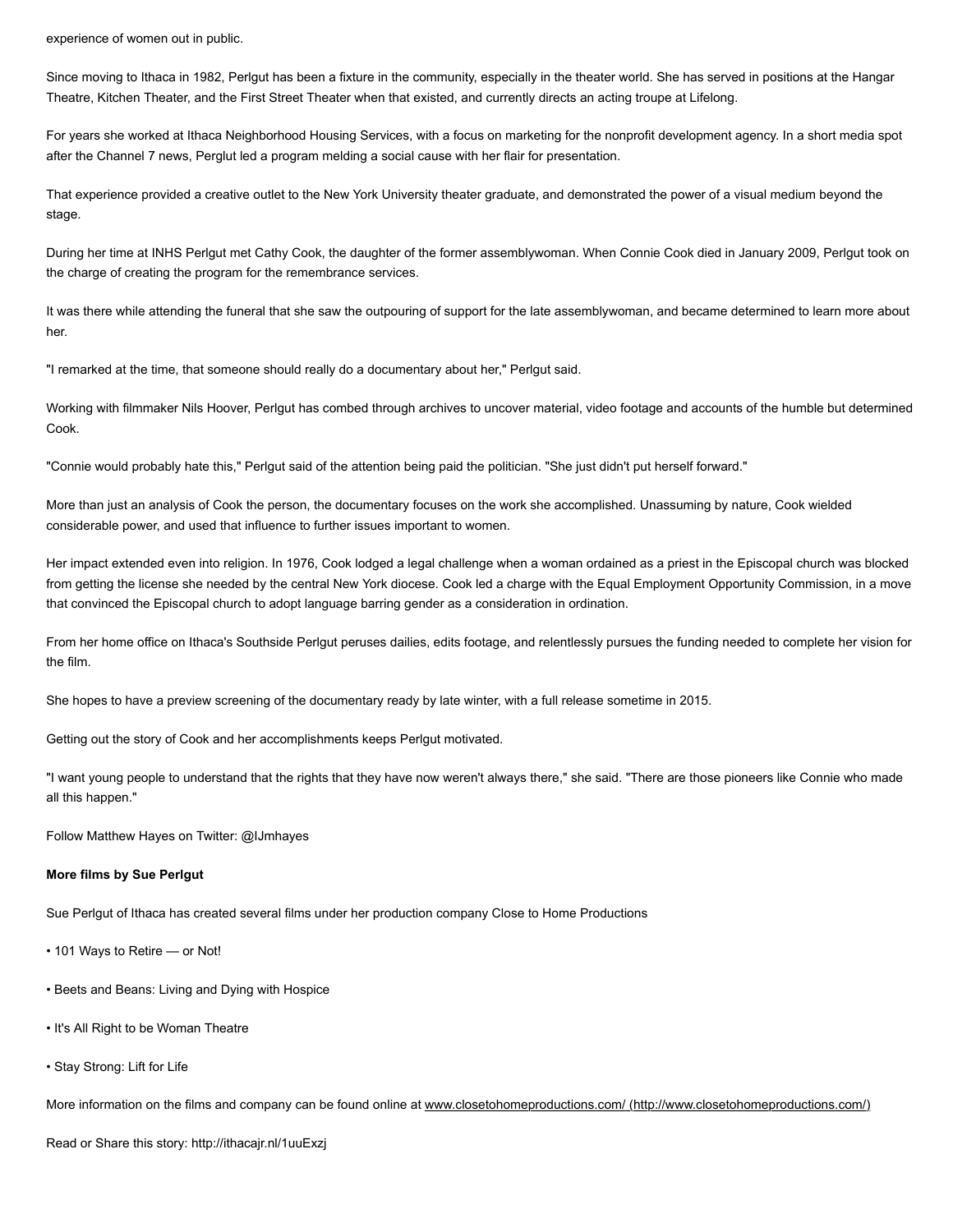experience of women out in public.

Since moving to Ithaca in 1982, Perlgut has been a fixture in the community, especially in the theater world. She has served in positions at the Hangar Theatre, Kitchen Theater, and the First Street Theater when that existed, and currently directs an acting troupe at Lifelong.

For years she worked at Ithaca Neighborhood Housing Services, with a focus on marketing for the nonprofit development agency. In a short media spot after the Channel 7 news, Perlglut led a program melding a social cause with her flair for presentation.

That experience provided a creative outlet to the New York University theater graduate, and demonstrated the power of a visual medium beyond the stage.

During her time at INHS Perlgut met Cathy Cook, the daughter of the former assemblywoman. When Connie Cook died in January 2009, Perlgut took on the charge of creating the program for the remembrance services.

It was there while attending the funeral that she saw the outpouring of support for the late assemblywoman, and became determined to learn more about her.

"I remarked at the time, that someone should really do a documentary about her," Perlgut said.

Working with filmmaker Nils Hoover, Perlgut has combed through archives to uncover material, video footage and accounts of the humble but determined Cook.

"Connie would probably hate this," Perlgut said of the attention being paid the politician. "She just didn't put herself forward."

More than just an analysis of Cook the person, the documentary focuses on the work she accomplished. Unassuming by nature, Cook wielded considerable power, and used that influence to further issues important to women.

Her impact extended even into religion. In 1976, Cook lodged a legal challenge when a woman ordained as a priest in the Episcopal church was blocked from getting the license she needed by the central New York diocese. Cook led a charge with the Equal Employment Opportunity Commission, in a move that convinced the Episcopal church to adopt language barring gender as a consideration in ordination.

From her home office on Ithaca's Southside Perlgut peruses dailies, edits footage, and relentlessly pursues the funding needed to complete her vision for the film.

She hopes to have a preview screening of the documentary ready by late winter, with a full release sometime in 2015.

Getting out the story of Cook and her accomplishments keeps Perlgut motivated.

"I want young people to understand that the rights that they have now weren't always there," she said. "There are those pioneers like Connie who made all this happen."

Follow Matthew Hayes on Twitter: @IJmhayes

**More films by Sue Perlgut**

Sue Perlgut of Ithaca has created several films under her production company Close to Home Productions

- 101 Ways to Retire — or Not!
- Beets and Beans: Living and Dying with Hospice
- It's All Right to be Woman Theatre
- Stay Strong: Lift for Life

More information on the films and company can be found online at www.closetohomeproductions.com/ (http://www.closetohomeproductions.com/)

Read or Share this story: http://ithacajr.nl/1uuExzj